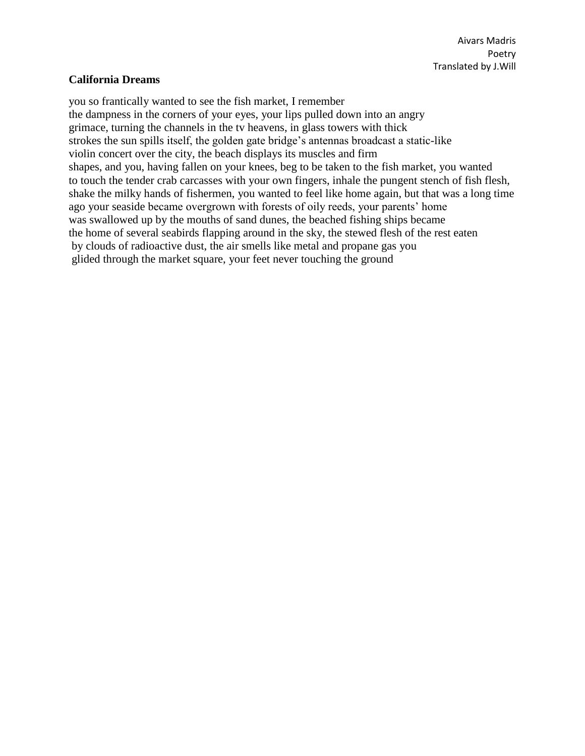Aivars Madris
Poetry
Translated by J.Will

**California Dreams**

you so frantically wanted to see the fish market, I remember
the dampness in the corners of your eyes, your lips pulled down into an angry
grimace, turning the channels in the tv heavens, in glass towers with thick
strokes the sun spills itself, the golden gate bridge's antennas broadcast a static-like
violin concert over the city, the beach displays its muscles and firm
shapes, and you, having fallen on your knees, beg to be taken to the fish market, you wanted
to touch the tender crab carcasses with your own fingers, inhale the pungent stench of fish flesh,
shake the milky hands of fishermen, you wanted to feel like home again, but that was a long time
ago your seaside became overgrown with forests of oily reeds, your parents' home
was swallowed up by the mouths of sand dunes, the beached fishing ships became
the home of several seabirds flapping around in the sky, the stewed flesh of the rest eaten
by clouds of radioactive dust, the air smells like metal and propane gas you
glided through the market square, your feet never touching the ground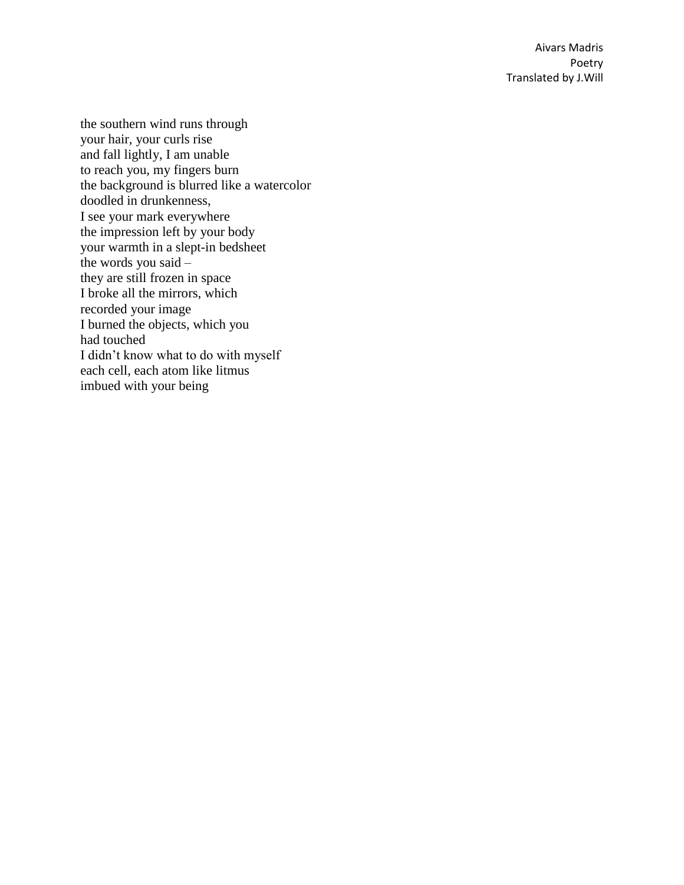the southern wind runs through
your hair, your curls rise
and fall lightly, I am unable
to reach you, my fingers burn
the background is blurred like a watercolor
doodled in drunkenness,
I see your mark everywhere
the impression left by your body
your warmth in a slept-in bedsheet
the words you said –
they are still frozen in space
I broke all the mirrors, which
recorded your image
I burned the objects, which you
had touched
I didn't know what to do with myself
each cell, each atom like litmus
imbued with your being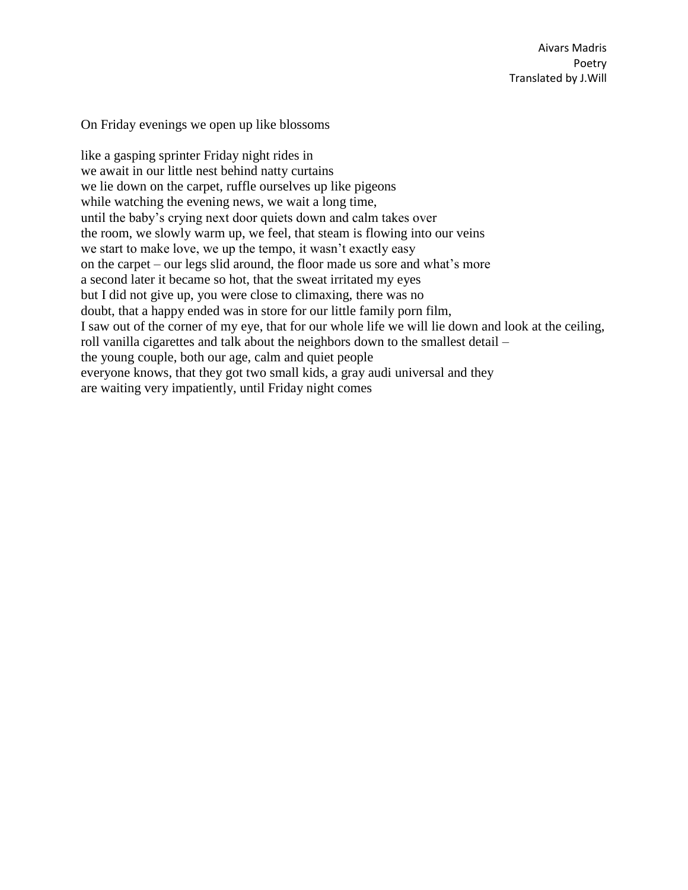Aivars Madris
Poetry
Translated by J.Will

On Friday evenings we open up like blossoms

like a gasping sprinter Friday night rides in
we await in our little nest behind natty curtains
we lie down on the carpet, ruffle ourselves up like pigeons
while watching the evening news, we wait a long time,
until the baby's crying next door quiets down and calm takes over
the room, we slowly warm up, we feel, that steam is flowing into our veins
we start to make love, we up the tempo, it wasn't exactly easy
on the carpet – our legs slid around, the floor made us sore and what's more
a second later it became so hot, that the sweat irritated my eyes
but I did not give up, you were close to climaxing, there was no
doubt, that a happy ended was in store for our little family porn film,
I saw out of the corner of my eye, that for our whole life we will lie down and look at the ceiling,
roll vanilla cigarettes and talk about the neighbors down to the smallest detail –
the young couple, both our age, calm and quiet people
everyone knows, that they got two small kids, a gray audi universal and they
are waiting very impatiently, until Friday night comes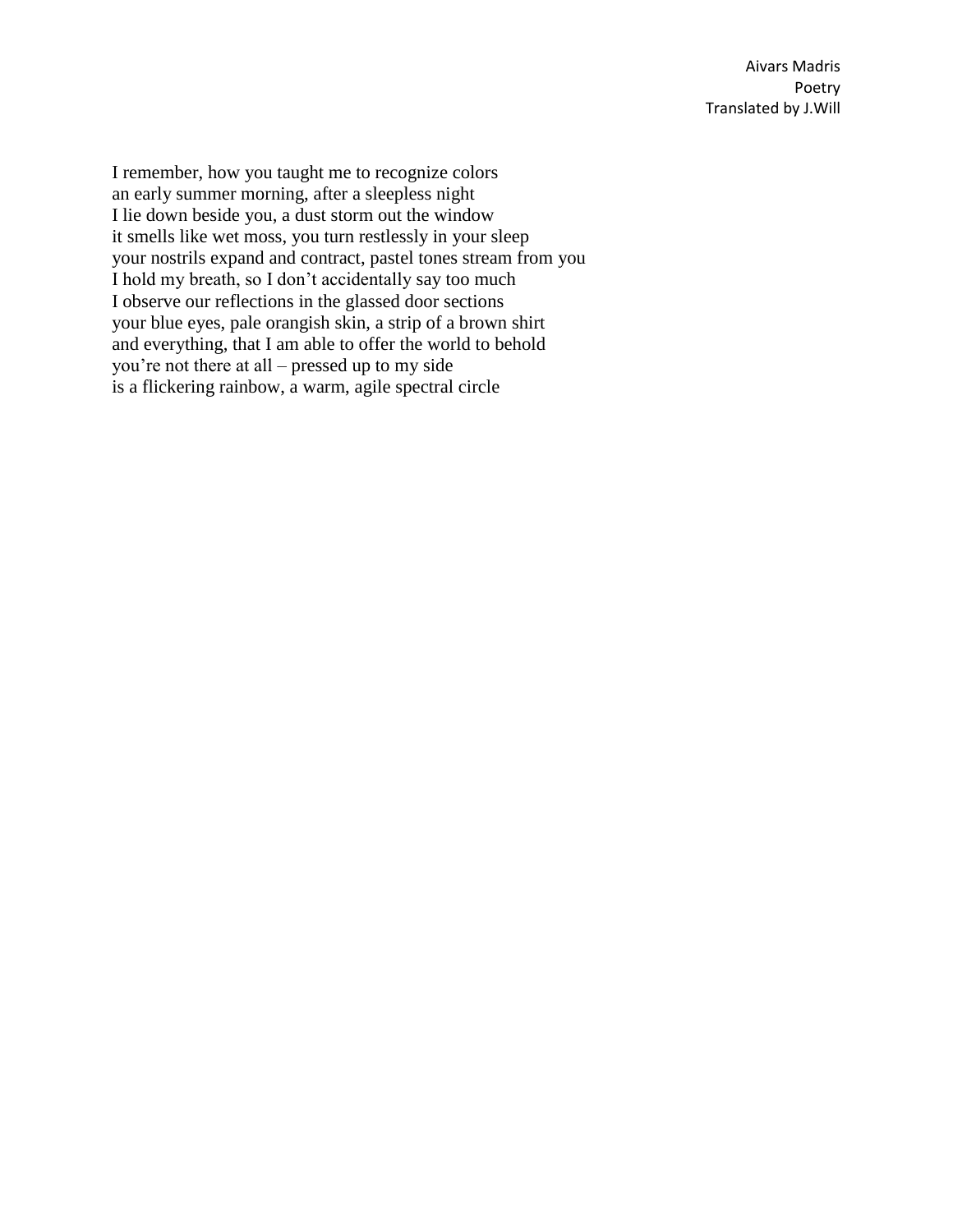I remember, how you taught me to recognize colors
an early summer morning, after a sleepless night
I lie down beside you, a dust storm out the window
it smells like wet moss, you turn restlessly in your sleep
your nostrils expand and contract, pastel tones stream from you
I hold my breath, so I don't accidentally say too much
I observe our reflections in the glassed door sections
your blue eyes, pale orangish skin, a strip of a brown shirt
and everything, that I am able to offer the world to behold
you're not there at all – pressed up to my side
is a flickering rainbow, a warm, agile spectral circle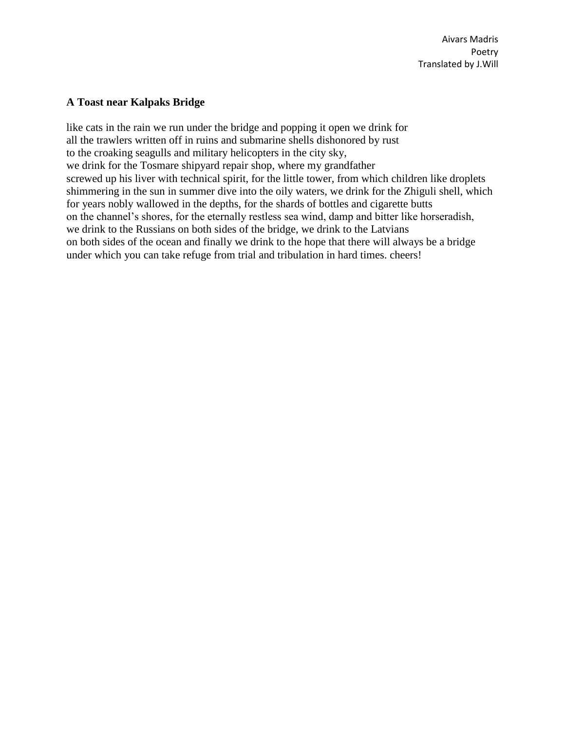**A Toast near Kalpaks Bridge**

like cats in the rain we run under the bridge and popping it open we drink for
all the trawlers written off in ruins and submarine shells dishonored by rust
to the croaking seagulls and military helicopters in the city sky,
we drink for the Tosmare shipyard repair shop, where my grandfather
screwed up his liver with technical spirit, for the little tower, from which children like droplets
shimmering in the sun in summer dive into the oily waters, we drink for the Zhiguli shell, which
for years nobly wallowed in the depths, for the shards of bottles and cigarette butts
on the channel's shores, for the eternally restless sea wind, damp and bitter like horseradish,
we drink to the Russians on both sides of the bridge, we drink to the Latvians
on both sides of the ocean and finally we drink to the hope that there will always be a bridge
under which you can take refuge from trial and tribulation in hard times. cheers!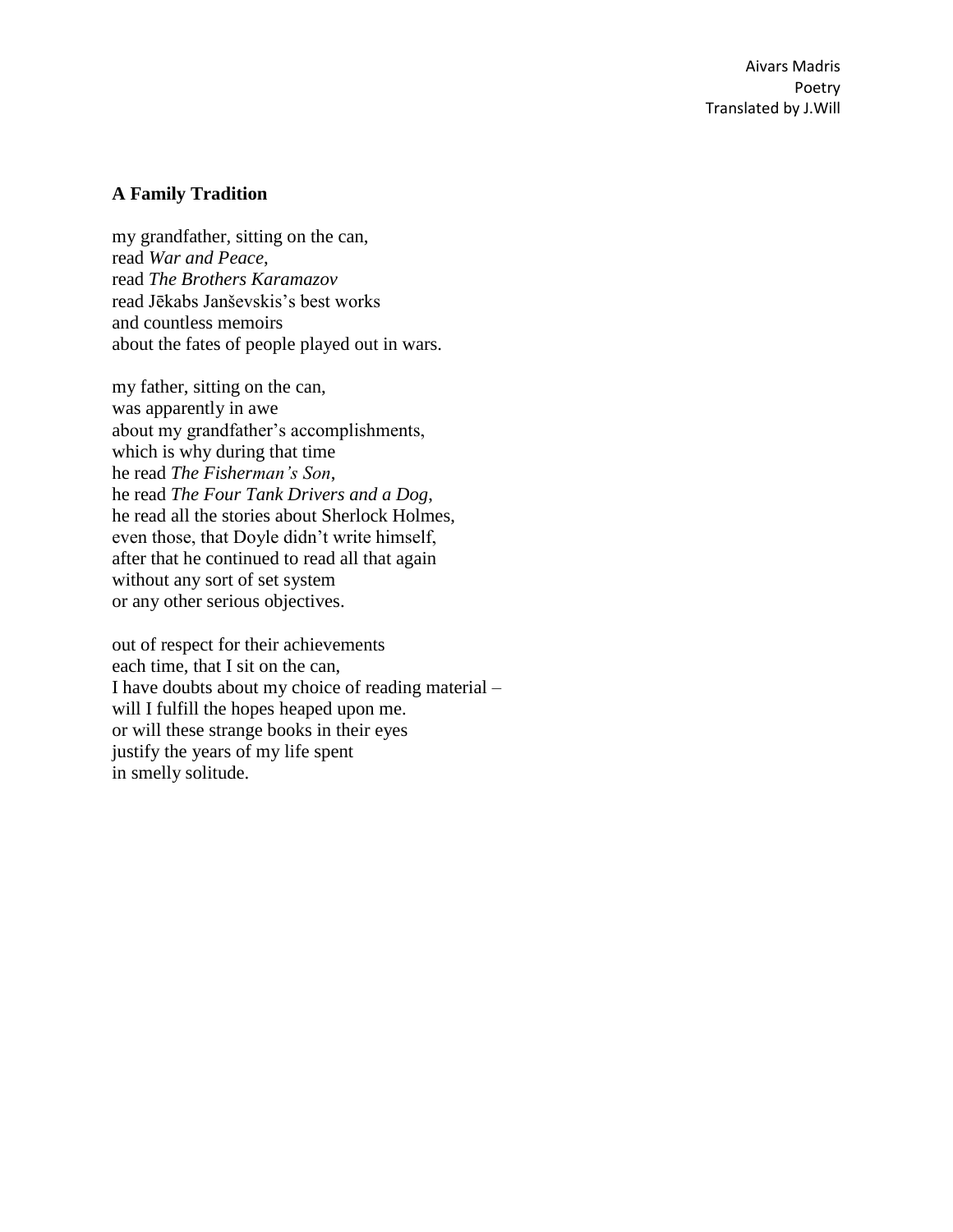**A Family Tradition**

my grandfather, sitting on the can,
read *War and Peace*,
read *The Brothers Karamazov*
read Jēkabs Janševskis's best works
and countless memoirs
about the fates of people played out in wars.

my father, sitting on the can,
was apparently in awe
about my grandfather's accomplishments,
which is why during that time
he read *The Fisherman's Son*,
he read *The Four Tank Drivers and a Dog*,
he read all the stories about Sherlock Holmes,
even those, that Doyle didn't write himself,
after that he continued to read all that again
without any sort of set system
or any other serious objectives.

out of respect for their achievements
each time, that I sit on the can,
I have doubts about my choice of reading material –
will I fulfill the hopes heaped upon me.
or will these strange books in their eyes
justify the years of my life spent
in smelly solitude.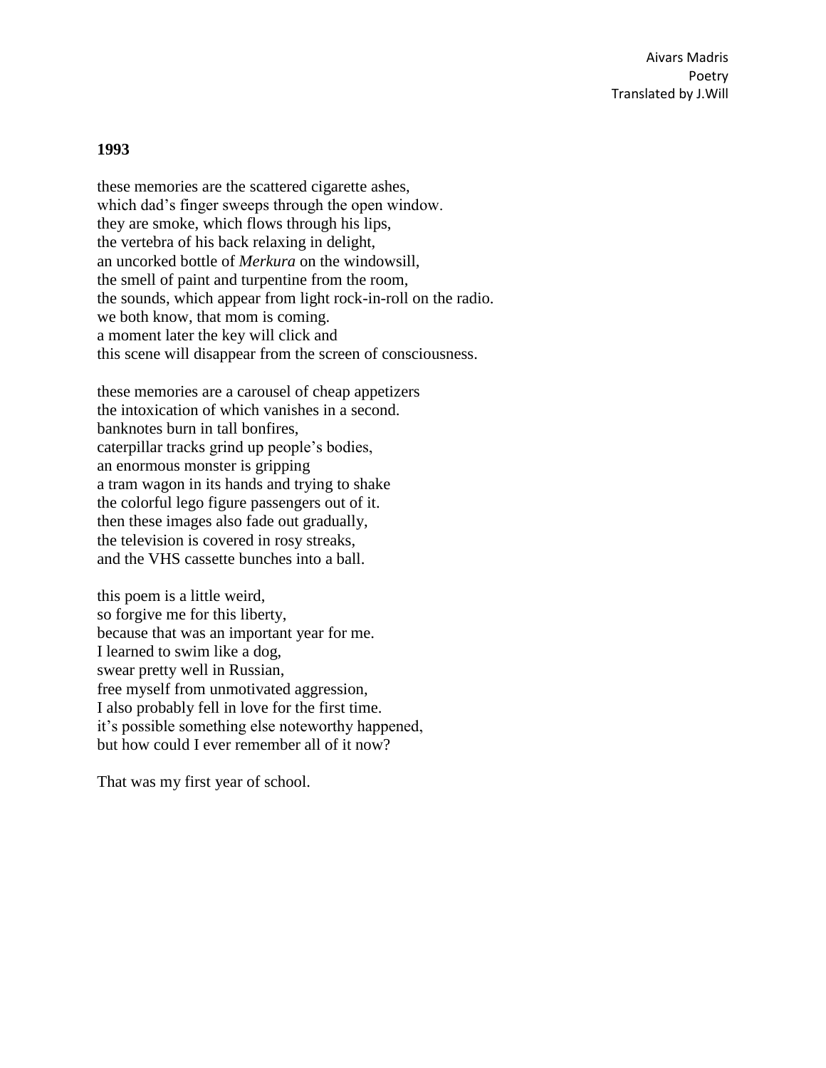**1993**

these memories are the scattered cigarette ashes,
which dad's finger sweeps through the open window.
they are smoke, which flows through his lips,
the vertebra of his back relaxing in delight,
an uncorked bottle of *Merkura* on the windowsill,
the smell of paint and turpentine from the room,
the sounds, which appear from light rock-in-roll on the radio.
we both know, that mom is coming.
a moment later the key will click and
this scene will disappear from the screen of consciousness.

these memories are a carousel of cheap appetizers
the intoxication of which vanishes in a second.
banknotes burn in tall bonfires,
caterpillar tracks grind up people's bodies,
an enormous monster is gripping
a tram wagon in its hands and trying to shake
the colorful lego figure passengers out of it.
then these images also fade out gradually,
the television is covered in rosy streaks,
and the VHS cassette bunches into a ball.

this poem is a little weird,
so forgive me for this liberty,
because that was an important year for me.
I learned to swim like a dog,
swear pretty well in Russian,
free myself from unmotivated aggression,
I also probably fell in love for the first time.
it's possible something else noteworthy happened,
but how could I ever remember all of it now?

That was my first year of school.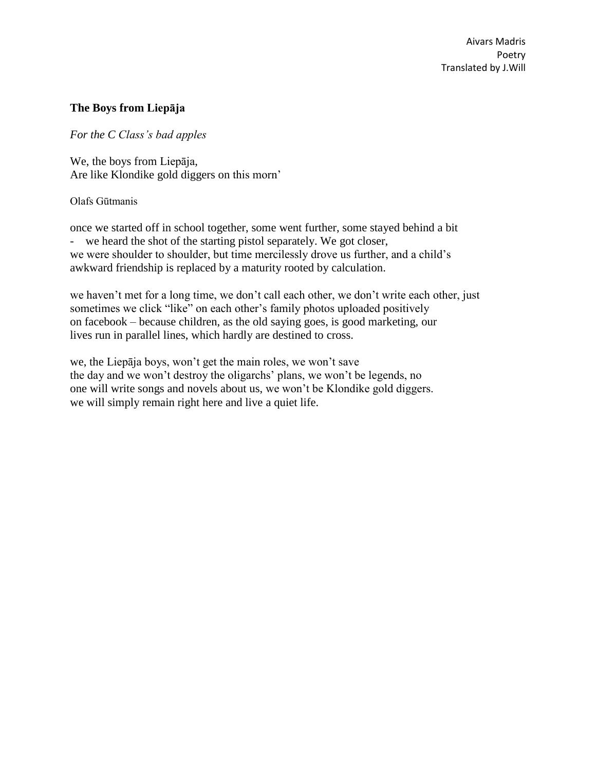Aivars Madris
Poetry
Translated by J.Will

## The Boys from Liepāja

*For the C Class's bad apples*

We, the boys from Liepāja,
Are like Klondike gold diggers on this morn'

Olafs Gūtmanis

once we started off in school together, some went further, some stayed behind a bit
- we heard the shot of the starting pistol separately. We got closer,
we were shoulder to shoulder, but time mercilessly drove us further, and a child's
awkward friendship is replaced by a maturity rooted by calculation.

we haven't met for a long time, we don't call each other, we don't write each other, just
sometimes we click "like" on each other's family photos uploaded positively
on facebook – because children, as the old saying goes, is good marketing, our
lives run in parallel lines, which hardly are destined to cross.

we, the Liepāja boys, won't get the main roles, we won't save
the day and we won't destroy the oligarchs' plans, we won't be legends, no
one will write songs and novels about us, we won't be Klondike gold diggers.
we will simply remain right here and live a quiet life.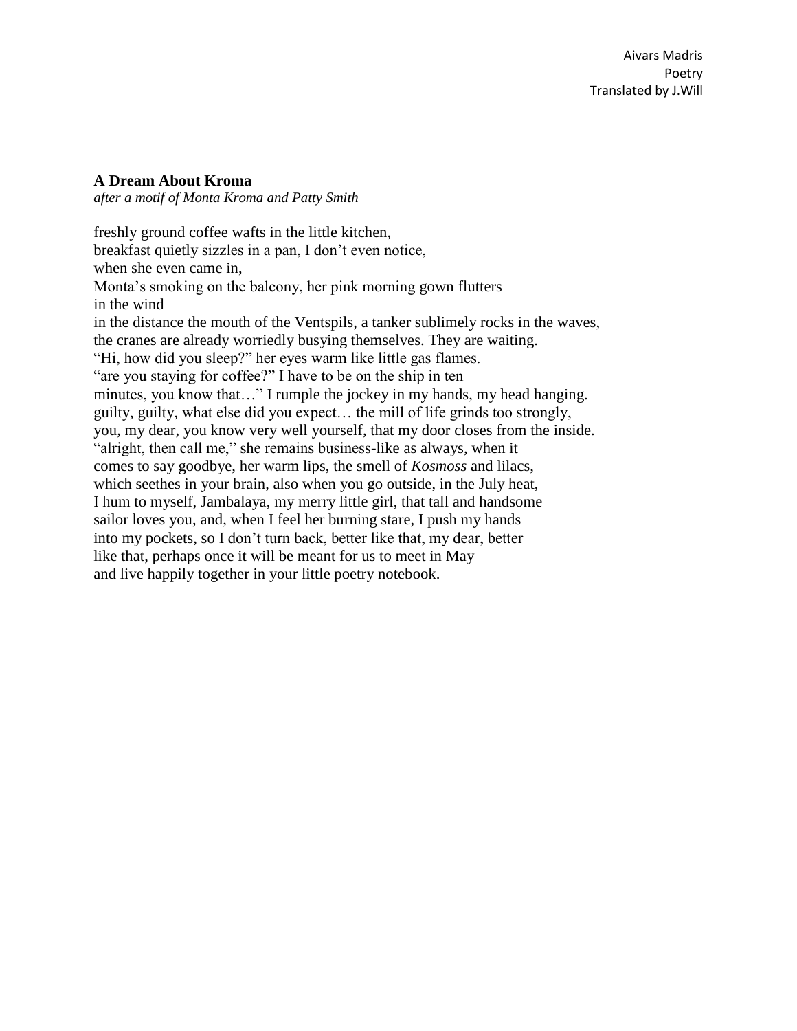Aivars Madris
Poetry
Translated by J.Will

**A Dream About Kroma**
*after a motif of Monta Kroma and Patty Smith*

freshly ground coffee wafts in the little kitchen,
breakfast quietly sizzles in a pan, I don't even notice,
when she even came in,
Monta's smoking on the balcony, her pink morning gown flutters
in the wind
in the distance the mouth of the Ventspils, a tanker sublimely rocks in the waves,
the cranes are already worriedly busying themselves. They are waiting.
"Hi, how did you sleep?" her eyes warm like little gas flames.
"are you staying for coffee?" I have to be on the ship in ten
minutes, you know that…" I rumple the jockey in my hands, my head hanging.
guilty, guilty, what else did you expect… the mill of life grinds too strongly,
you, my dear, you know very well yourself, that my door closes from the inside.
"alright, then call me," she remains business-like as always, when it
comes to say goodbye, her warm lips, the smell of *Kosmoss* and lilacs,
which seethes in your brain, also when you go outside, in the July heat,
I hum to myself, Jambalaya, my merry little girl, that tall and handsome
sailor loves you, and, when I feel her burning stare, I push my hands
into my pockets, so I don't turn back, better like that, my dear, better
like that, perhaps once it will be meant for us to meet in May
and live happily together in your little poetry notebook.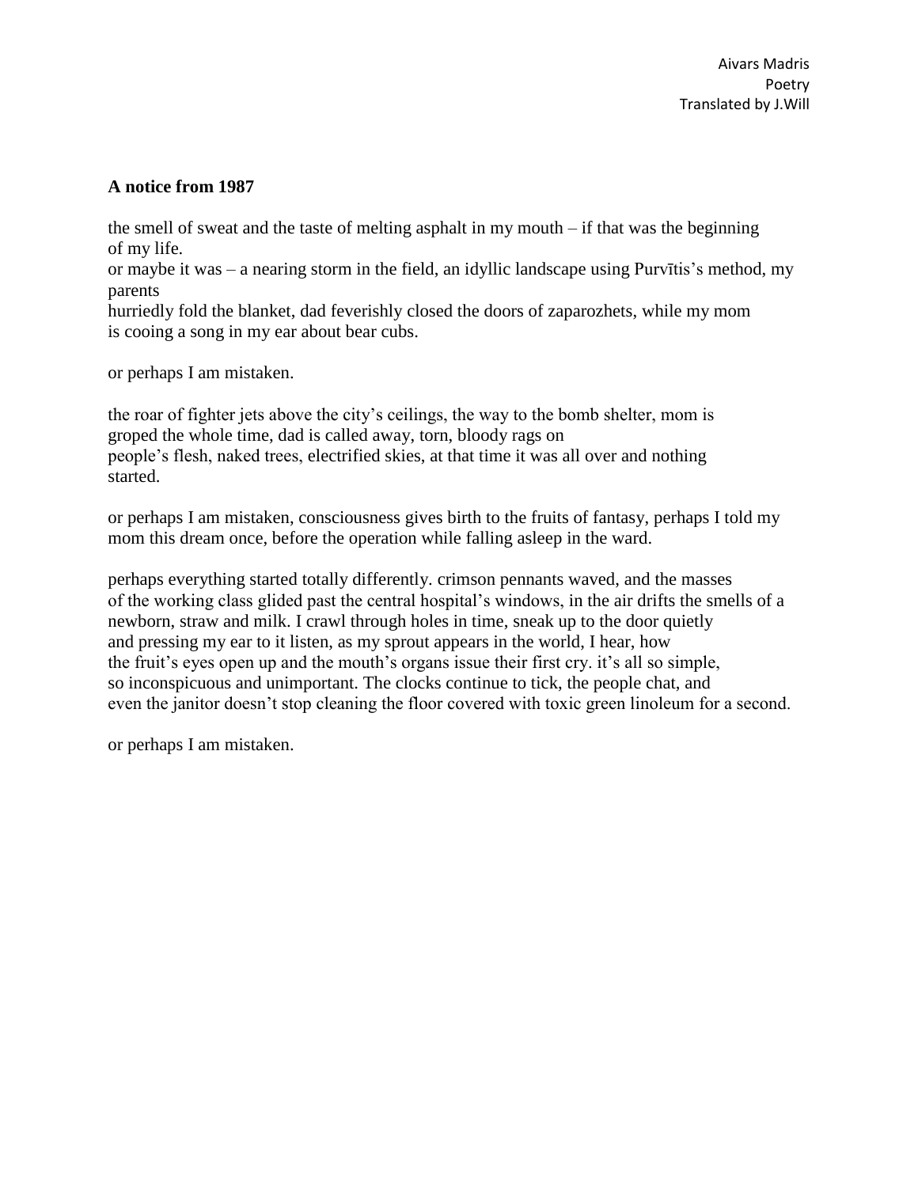**A notice from 1987**

the smell of sweat and the taste of melting asphalt in my mouth – if that was the beginning
of my life.
or maybe it was – a nearing storm in the field, an idyllic landscape using Purvītis's method, my
parents
hurriedly fold the blanket, dad feverishly closed the doors of zaparozhets, while my mom
is cooing a song in my ear about bear cubs.

or perhaps I am mistaken.

the roar of fighter jets above the city's ceilings, the way to the bomb shelter, mom is
groped the whole time, dad is called away, torn, bloody rags on
people's flesh, naked trees, electrified skies, at that time it was all over and nothing
started.

or perhaps I am mistaken, consciousness gives birth to the fruits of fantasy, perhaps I told my
mom this dream once, before the operation while falling asleep in the ward.

perhaps everything started totally differently. crimson pennants waved, and the masses
of the working class glided past the central hospital's windows, in the air drifts the smells of a
newborn, straw and milk. I crawl through holes in time, sneak up to the door quietly
and pressing my ear to it listen, as my sprout appears in the world, I hear, how
the fruit's eyes open up and the mouth's organs issue their first cry. it's all so simple,
so inconspicuous and unimportant. The clocks continue to tick, the people chat, and
even the janitor doesn't stop cleaning the floor covered with toxic green linoleum for a second.

or perhaps I am mistaken.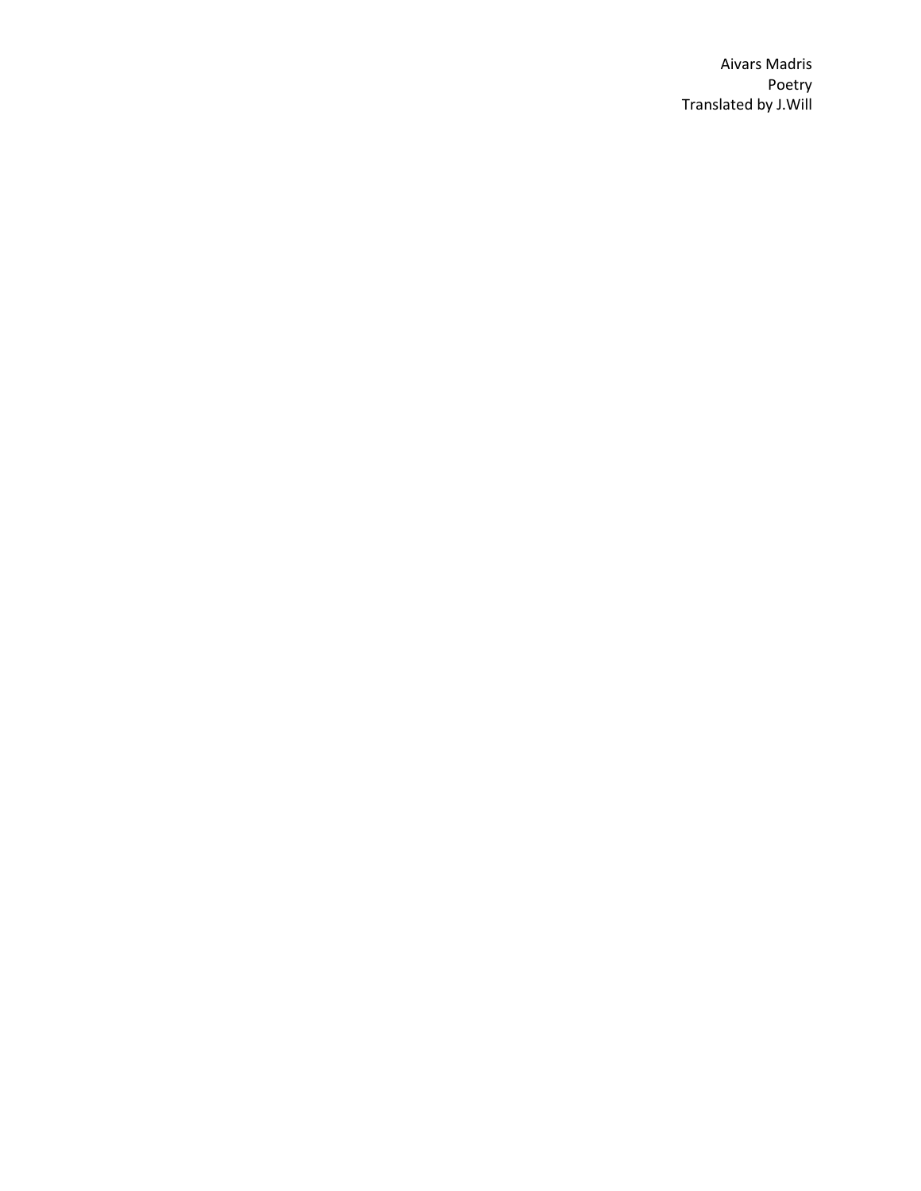Aivars Madris
Poetry
Translated by J.Will